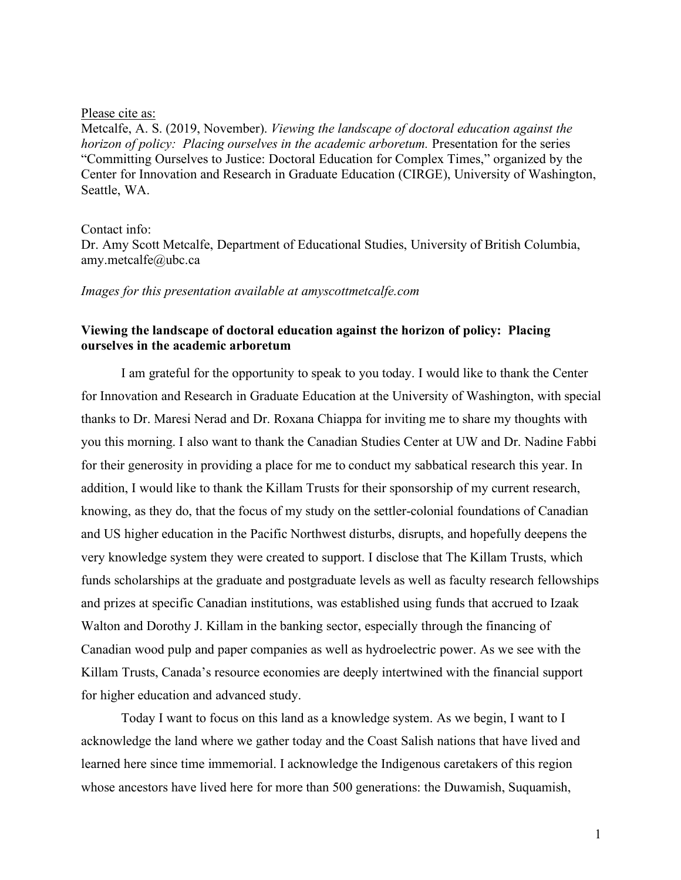Please cite as:
Metcalfe, A. S. (2019, November). *Viewing the landscape of doctoral education against the horizon of policy: Placing ourselves in the academic arboretum.* Presentation for the series "Committing Ourselves to Justice: Doctoral Education for Complex Times," organized by the Center for Innovation and Research in Graduate Education (CIRGE), University of Washington, Seattle, WA.

Contact info:
Dr. Amy Scott Metcalfe, Department of Educational Studies, University of British Columbia, amy.metcalfe@ubc.ca

*Images for this presentation available at amyscottmetcalfe.com*

**Viewing the landscape of doctoral education against the horizon of policy: Placing ourselves in the academic arboretum**

I am grateful for the opportunity to speak to you today. I would like to thank the Center for Innovation and Research in Graduate Education at the University of Washington, with special thanks to Dr. Maresi Nerad and Dr. Roxana Chiappa for inviting me to share my thoughts with you this morning. I also want to thank the Canadian Studies Center at UW and Dr. Nadine Fabbi for their generosity in providing a place for me to conduct my sabbatical research this year. In addition, I would like to thank the Killam Trusts for their sponsorship of my current research, knowing, as they do, that the focus of my study on the settler-colonial foundations of Canadian and US higher education in the Pacific Northwest disturbs, disrupts, and hopefully deepens the very knowledge system they were created to support. I disclose that The Killam Trusts, which funds scholarships at the graduate and postgraduate levels as well as faculty research fellowships and prizes at specific Canadian institutions, was established using funds that accrued to Izaak Walton and Dorothy J. Killam in the banking sector, especially through the financing of Canadian wood pulp and paper companies as well as hydroelectric power. As we see with the Killam Trusts, Canada's resource economies are deeply intertwined with the financial support for higher education and advanced study.

Today I want to focus on this land as a knowledge system. As we begin, I want to I acknowledge the land where we gather today and the Coast Salish nations that have lived and learned here since time immemorial. I acknowledge the Indigenous caretakers of this region whose ancestors have lived here for more than 500 generations: the Duwamish, Suquamish,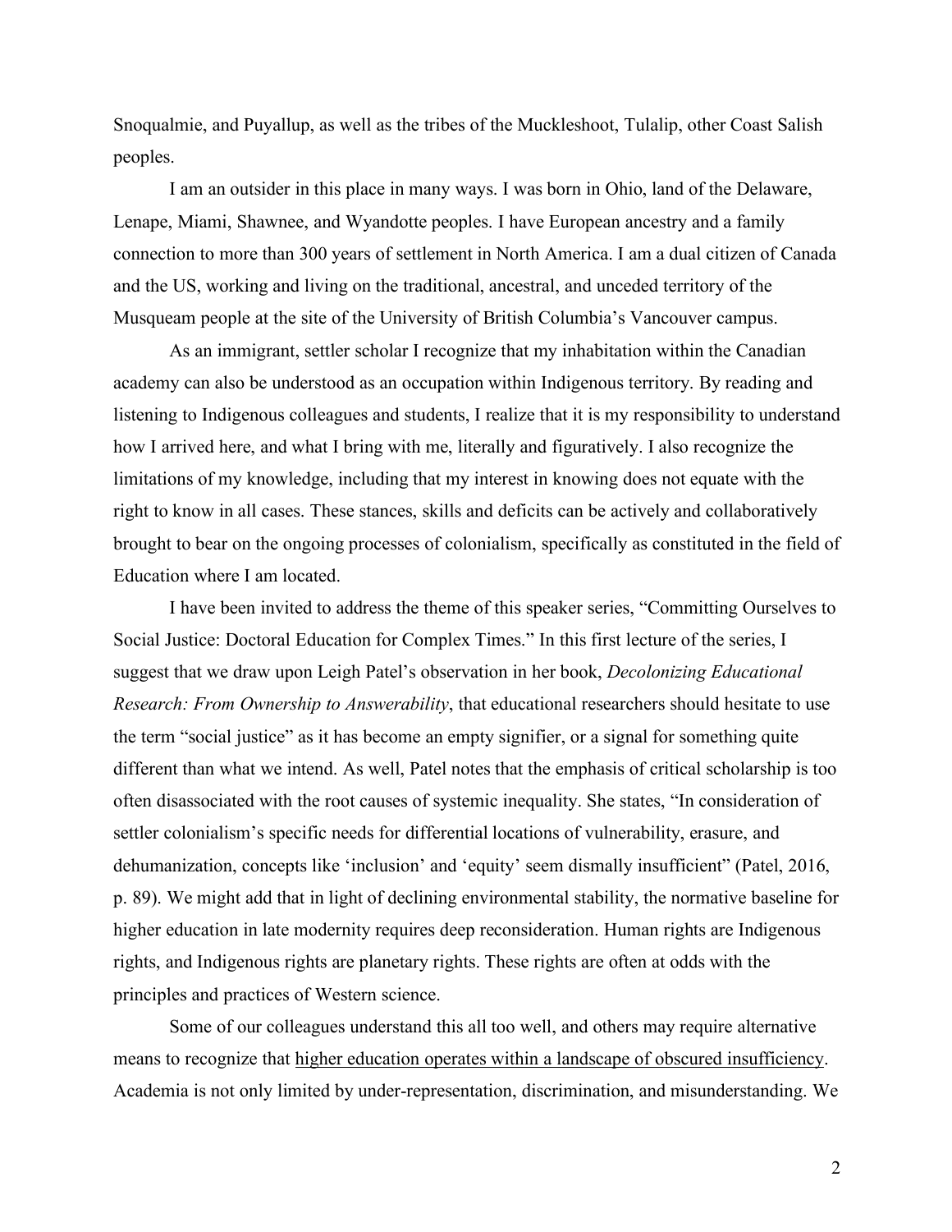Snoqualmie, and Puyallup, as well as the tribes of the Muckleshoot, Tulalip, other Coast Salish peoples.

I am an outsider in this place in many ways. I was born in Ohio, land of the Delaware, Lenape, Miami, Shawnee, and Wyandotte peoples. I have European ancestry and a family connection to more than 300 years of settlement in North America. I am a dual citizen of Canada and the US, working and living on the traditional, ancestral, and unceded territory of the Musqueam people at the site of the University of British Columbia's Vancouver campus.

As an immigrant, settler scholar I recognize that my inhabitation within the Canadian academy can also be understood as an occupation within Indigenous territory. By reading and listening to Indigenous colleagues and students, I realize that it is my responsibility to understand how I arrived here, and what I bring with me, literally and figuratively. I also recognize the limitations of my knowledge, including that my interest in knowing does not equate with the right to know in all cases. These stances, skills and deficits can be actively and collaboratively brought to bear on the ongoing processes of colonialism, specifically as constituted in the field of Education where I am located.

I have been invited to address the theme of this speaker series, "Committing Ourselves to Social Justice: Doctoral Education for Complex Times." In this first lecture of the series, I suggest that we draw upon Leigh Patel's observation in her book, *Decolonizing Educational Research: From Ownership to Answerability*, that educational researchers should hesitate to use the term "social justice" as it has become an empty signifier, or a signal for something quite different than what we intend. As well, Patel notes that the emphasis of critical scholarship is too often disassociated with the root causes of systemic inequality. She states, "In consideration of settler colonialism's specific needs for differential locations of vulnerability, erasure, and dehumanization, concepts like 'inclusion' and 'equity' seem dismally insufficient" (Patel, 2016, p. 89). We might add that in light of declining environmental stability, the normative baseline for higher education in late modernity requires deep reconsideration. Human rights are Indigenous rights, and Indigenous rights are planetary rights. These rights are often at odds with the principles and practices of Western science.

Some of our colleagues understand this all too well, and others may require alternative means to recognize that <u>higher education operates within a landscape of obscured insufficiency</u>. Academia is not only limited by under-representation, discrimination, and misunderstanding. We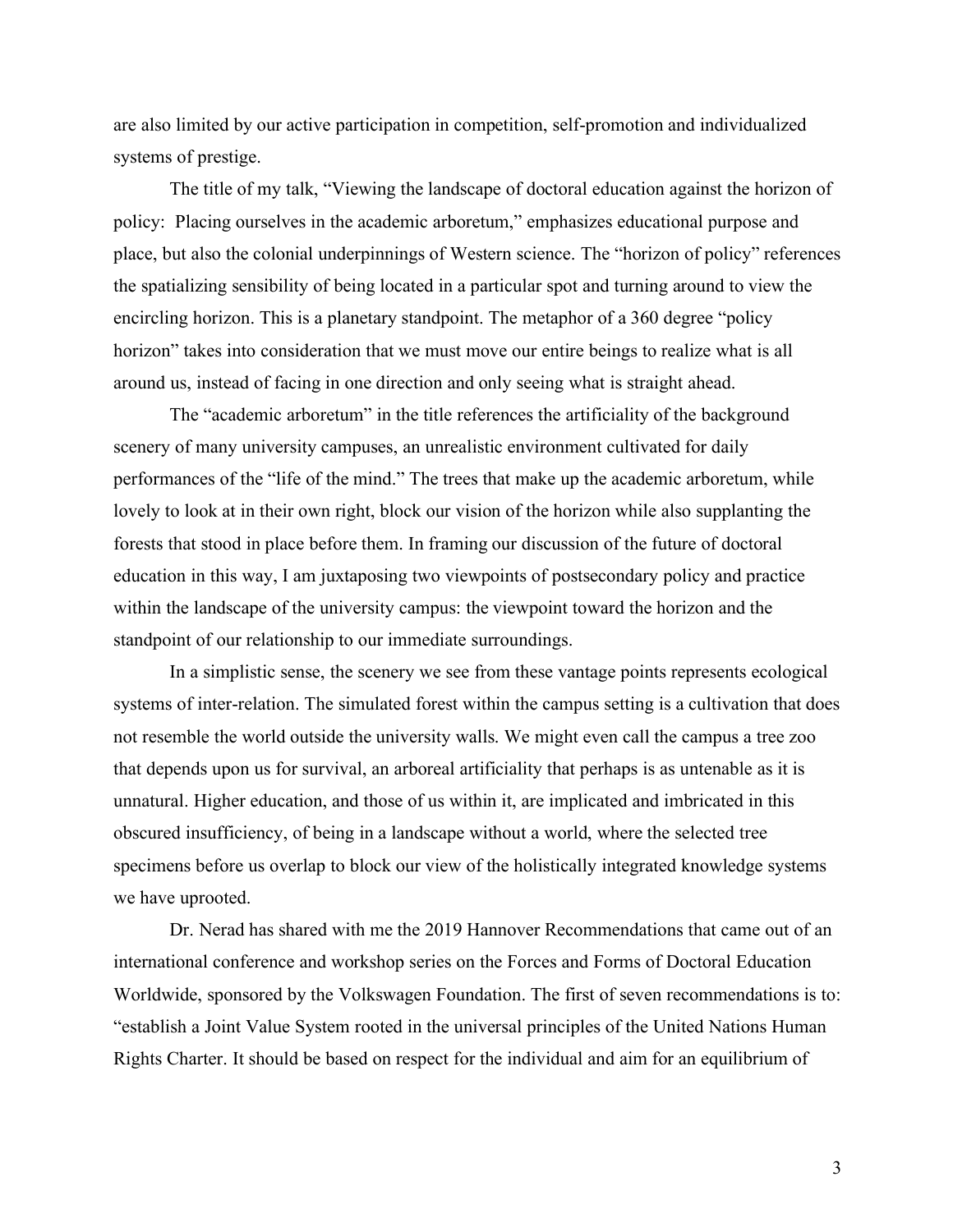are also limited by our active participation in competition, self-promotion and individualized systems of prestige.

The title of my talk, "Viewing the landscape of doctoral education against the horizon of policy: Placing ourselves in the academic arboretum," emphasizes educational purpose and place, but also the colonial underpinnings of Western science. The "horizon of policy" references the spatializing sensibility of being located in a particular spot and turning around to view the encircling horizon. This is a planetary standpoint. The metaphor of a 360 degree "policy horizon" takes into consideration that we must move our entire beings to realize what is all around us, instead of facing in one direction and only seeing what is straight ahead.

The "academic arboretum" in the title references the artificiality of the background scenery of many university campuses, an unrealistic environment cultivated for daily performances of the "life of the mind." The trees that make up the academic arboretum, while lovely to look at in their own right, block our vision of the horizon while also supplanting the forests that stood in place before them. In framing our discussion of the future of doctoral education in this way, I am juxtaposing two viewpoints of postsecondary policy and practice within the landscape of the university campus: the viewpoint toward the horizon and the standpoint of our relationship to our immediate surroundings.

In a simplistic sense, the scenery we see from these vantage points represents ecological systems of inter-relation. The simulated forest within the campus setting is a cultivation that does not resemble the world outside the university walls. We might even call the campus a tree zoo that depends upon us for survival, an arboreal artificiality that perhaps is as untenable as it is unnatural. Higher education, and those of us within it, are implicated and imbricated in this obscured insufficiency, of being in a landscape without a world, where the selected tree specimens before us overlap to block our view of the holistically integrated knowledge systems we have uprooted.

Dr. Nerad has shared with me the 2019 Hannover Recommendations that came out of an international conference and workshop series on the Forces and Forms of Doctoral Education Worldwide, sponsored by the Volkswagen Foundation. The first of seven recommendations is to: "establish a Joint Value System rooted in the universal principles of the United Nations Human Rights Charter. It should be based on respect for the individual and aim for an equilibrium of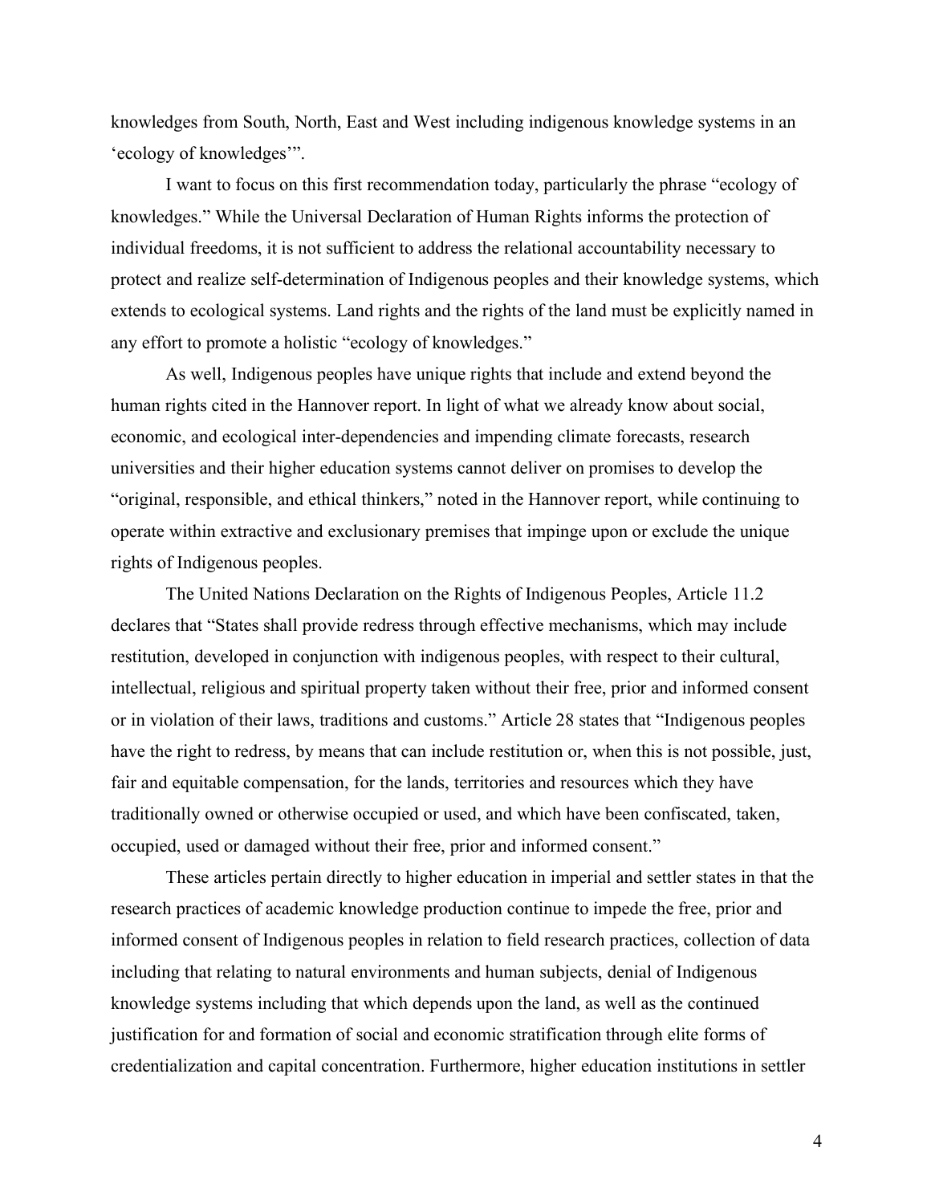knowledges from South, North, East and West including indigenous knowledge systems in an 'ecology of knowledges'".

I want to focus on this first recommendation today, particularly the phrase "ecology of knowledges." While the Universal Declaration of Human Rights informs the protection of individual freedoms, it is not sufficient to address the relational accountability necessary to protect and realize self-determination of Indigenous peoples and their knowledge systems, which extends to ecological systems. Land rights and the rights of the land must be explicitly named in any effort to promote a holistic "ecology of knowledges."

As well, Indigenous peoples have unique rights that include and extend beyond the human rights cited in the Hannover report. In light of what we already know about social, economic, and ecological inter-dependencies and impending climate forecasts, research universities and their higher education systems cannot deliver on promises to develop the "original, responsible, and ethical thinkers," noted in the Hannover report, while continuing to operate within extractive and exclusionary premises that impinge upon or exclude the unique rights of Indigenous peoples.

The United Nations Declaration on the Rights of Indigenous Peoples, Article 11.2 declares that "States shall provide redress through effective mechanisms, which may include restitution, developed in conjunction with indigenous peoples, with respect to their cultural, intellectual, religious and spiritual property taken without their free, prior and informed consent or in violation of their laws, traditions and customs." Article 28 states that "Indigenous peoples have the right to redress, by means that can include restitution or, when this is not possible, just, fair and equitable compensation, for the lands, territories and resources which they have traditionally owned or otherwise occupied or used, and which have been confiscated, taken, occupied, used or damaged without their free, prior and informed consent."

These articles pertain directly to higher education in imperial and settler states in that the research practices of academic knowledge production continue to impede the free, prior and informed consent of Indigenous peoples in relation to field research practices, collection of data including that relating to natural environments and human subjects, denial of Indigenous knowledge systems including that which depends upon the land, as well as the continued justification for and formation of social and economic stratification through elite forms of credentialization and capital concentration. Furthermore, higher education institutions in settler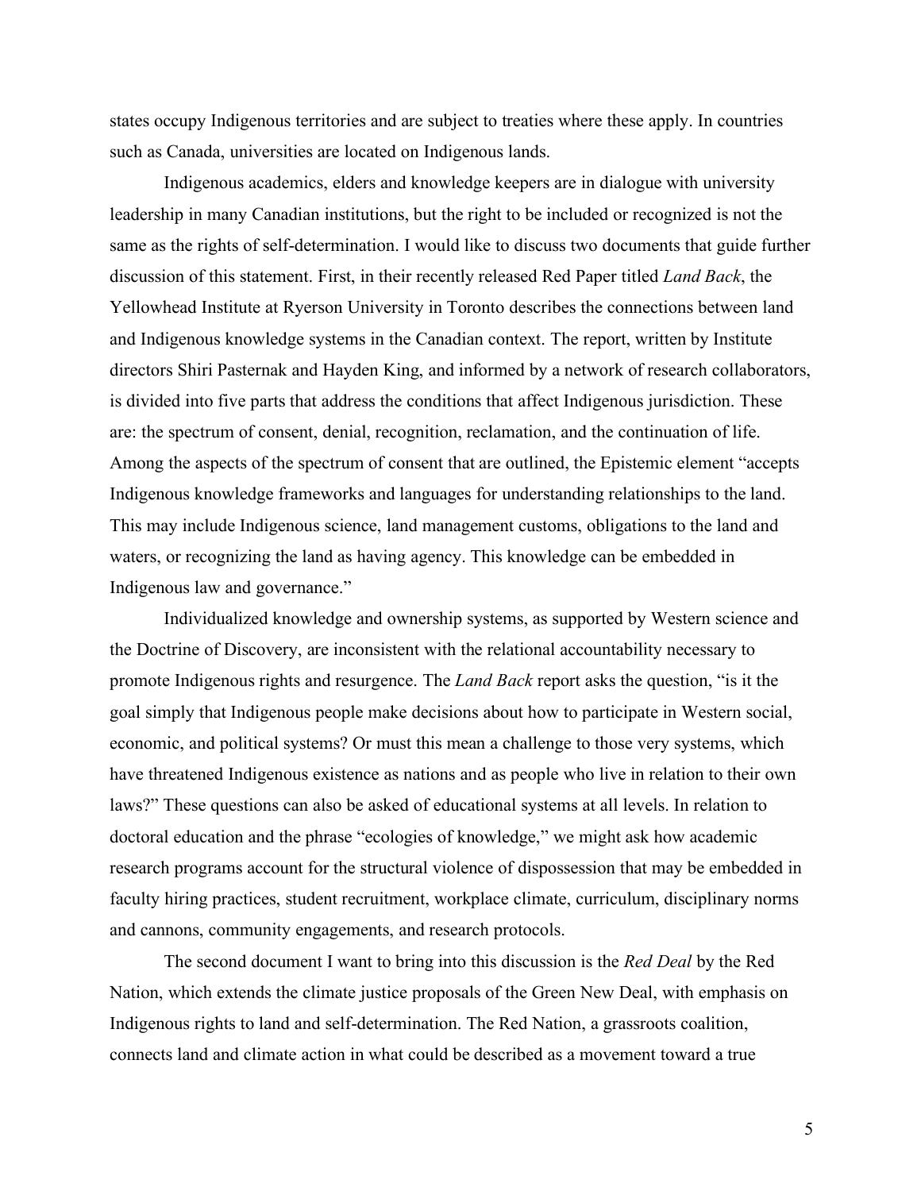states occupy Indigenous territories and are subject to treaties where these apply. In countries such as Canada, universities are located on Indigenous lands.

Indigenous academics, elders and knowledge keepers are in dialogue with university leadership in many Canadian institutions, but the right to be included or recognized is not the same as the rights of self-determination. I would like to discuss two documents that guide further discussion of this statement. First, in their recently released Red Paper titled *Land Back*, the Yellowhead Institute at Ryerson University in Toronto describes the connections between land and Indigenous knowledge systems in the Canadian context. The report, written by Institute directors Shiri Pasternak and Hayden King, and informed by a network of research collaborators, is divided into five parts that address the conditions that affect Indigenous jurisdiction. These are: the spectrum of consent, denial, recognition, reclamation, and the continuation of life. Among the aspects of the spectrum of consent that are outlined, the Epistemic element "accepts Indigenous knowledge frameworks and languages for understanding relationships to the land. This may include Indigenous science, land management customs, obligations to the land and waters, or recognizing the land as having agency. This knowledge can be embedded in Indigenous law and governance."

Individualized knowledge and ownership systems, as supported by Western science and the Doctrine of Discovery, are inconsistent with the relational accountability necessary to promote Indigenous rights and resurgence. The *Land Back* report asks the question, "is it the goal simply that Indigenous people make decisions about how to participate in Western social, economic, and political systems? Or must this mean a challenge to those very systems, which have threatened Indigenous existence as nations and as people who live in relation to their own laws?" These questions can also be asked of educational systems at all levels. In relation to doctoral education and the phrase "ecologies of knowledge," we might ask how academic research programs account for the structural violence of dispossession that may be embedded in faculty hiring practices, student recruitment, workplace climate, curriculum, disciplinary norms and cannons, community engagements, and research protocols.

The second document I want to bring into this discussion is the *Red Deal* by the Red Nation, which extends the climate justice proposals of the Green New Deal, with emphasis on Indigenous rights to land and self-determination. The Red Nation, a grassroots coalition, connects land and climate action in what could be described as a movement toward a true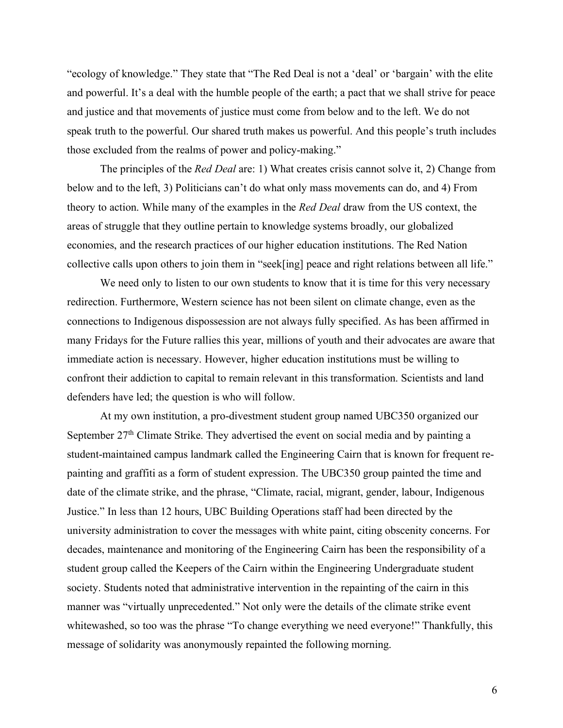"ecology of knowledge." They state that "The Red Deal is not a 'deal' or 'bargain' with the elite and powerful. It's a deal with the humble people of the earth; a pact that we shall strive for peace and justice and that movements of justice must come from below and to the left. We do not speak truth to the powerful. Our shared truth makes us powerful. And this people's truth includes those excluded from the realms of power and policy-making."

The principles of the *Red Deal* are: 1) What creates crisis cannot solve it, 2) Change from below and to the left, 3) Politicians can't do what only mass movements can do, and 4) From theory to action. While many of the examples in the *Red Deal* draw from the US context, the areas of struggle that they outline pertain to knowledge systems broadly, our globalized economies, and the research practices of our higher education institutions. The Red Nation collective calls upon others to join them in "seek[ing] peace and right relations between all life."

We need only to listen to our own students to know that it is time for this very necessary redirection. Furthermore, Western science has not been silent on climate change, even as the connections to Indigenous dispossession are not always fully specified. As has been affirmed in many Fridays for the Future rallies this year, millions of youth and their advocates are aware that immediate action is necessary. However, higher education institutions must be willing to confront their addiction to capital to remain relevant in this transformation. Scientists and land defenders have led; the question is who will follow.

At my own institution, a pro-divestment student group named UBC350 organized our September 27th Climate Strike. They advertised the event on social media and by painting a student-maintained campus landmark called the Engineering Cairn that is known for frequent re-painting and graffiti as a form of student expression. The UBC350 group painted the time and date of the climate strike, and the phrase, "Climate, racial, migrant, gender, labour, Indigenous Justice." In less than 12 hours, UBC Building Operations staff had been directed by the university administration to cover the messages with white paint, citing obscenity concerns. For decades, maintenance and monitoring of the Engineering Cairn has been the responsibility of a student group called the Keepers of the Cairn within the Engineering Undergraduate student society. Students noted that administrative intervention in the repainting of the cairn in this manner was "virtually unprecedented." Not only were the details of the climate strike event whitewashed, so too was the phrase "To change everything we need everyone!" Thankfully, this message of solidarity was anonymously repainted the following morning.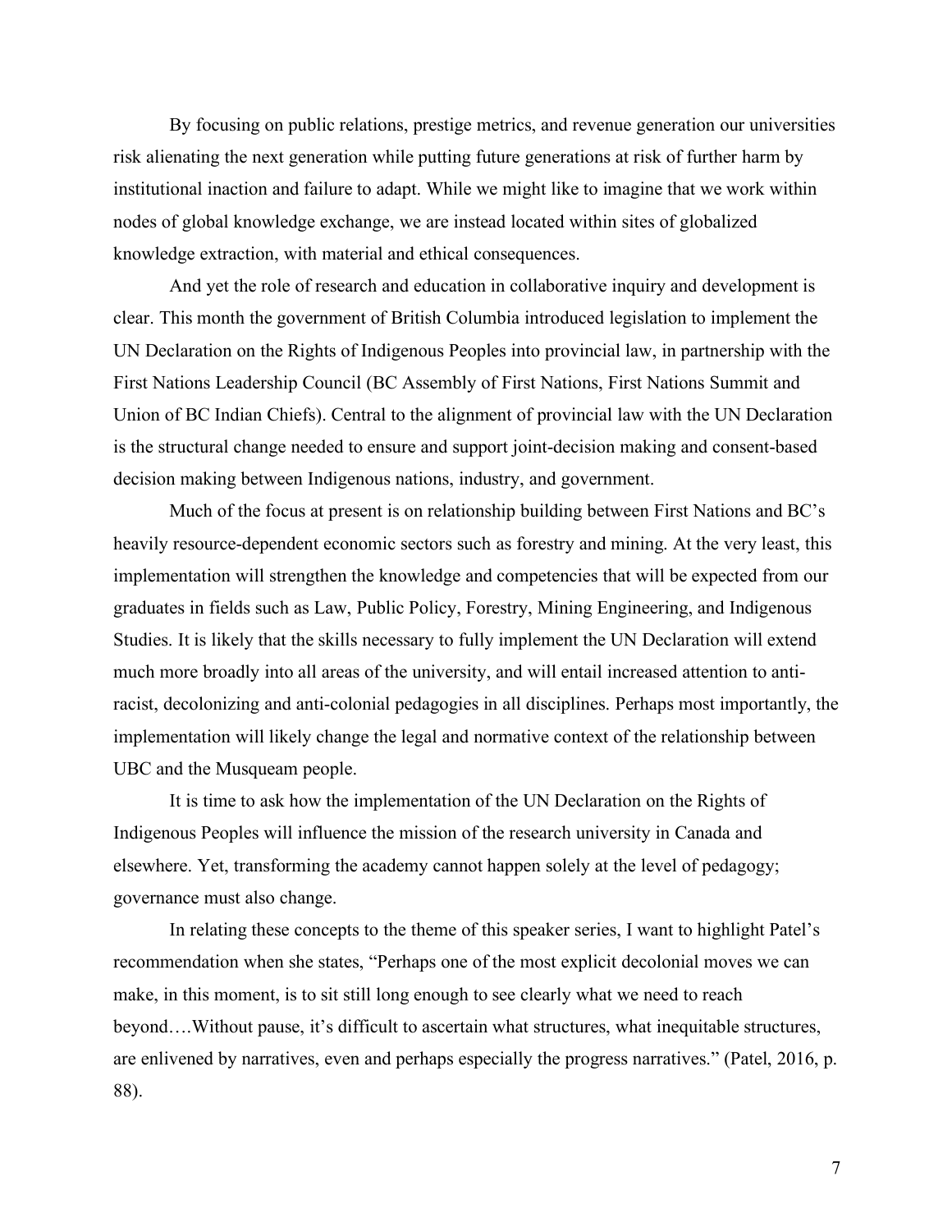By focusing on public relations, prestige metrics, and revenue generation our universities risk alienating the next generation while putting future generations at risk of further harm by institutional inaction and failure to adapt. While we might like to imagine that we work within nodes of global knowledge exchange, we are instead located within sites of globalized knowledge extraction, with material and ethical consequences.

And yet the role of research and education in collaborative inquiry and development is clear. This month the government of British Columbia introduced legislation to implement the UN Declaration on the Rights of Indigenous Peoples into provincial law, in partnership with the First Nations Leadership Council (BC Assembly of First Nations, First Nations Summit and Union of BC Indian Chiefs). Central to the alignment of provincial law with the UN Declaration is the structural change needed to ensure and support joint-decision making and consent-based decision making between Indigenous nations, industry, and government.

Much of the focus at present is on relationship building between First Nations and BC's heavily resource-dependent economic sectors such as forestry and mining. At the very least, this implementation will strengthen the knowledge and competencies that will be expected from our graduates in fields such as Law, Public Policy, Forestry, Mining Engineering, and Indigenous Studies. It is likely that the skills necessary to fully implement the UN Declaration will extend much more broadly into all areas of the university, and will entail increased attention to anti-racist, decolonizing and anti-colonial pedagogies in all disciplines. Perhaps most importantly, the implementation will likely change the legal and normative context of the relationship between UBC and the Musqueam people.

It is time to ask how the implementation of the UN Declaration on the Rights of Indigenous Peoples will influence the mission of the research university in Canada and elsewhere. Yet, transforming the academy cannot happen solely at the level of pedagogy; governance must also change.

In relating these concepts to the theme of this speaker series, I want to highlight Patel's recommendation when she states, "Perhaps one of the most explicit decolonial moves we can make, in this moment, is to sit still long enough to see clearly what we need to reach beyond….Without pause, it's difficult to ascertain what structures, what inequitable structures, are enlivened by narratives, even and perhaps especially the progress narratives." (Patel, 2016, p. 88).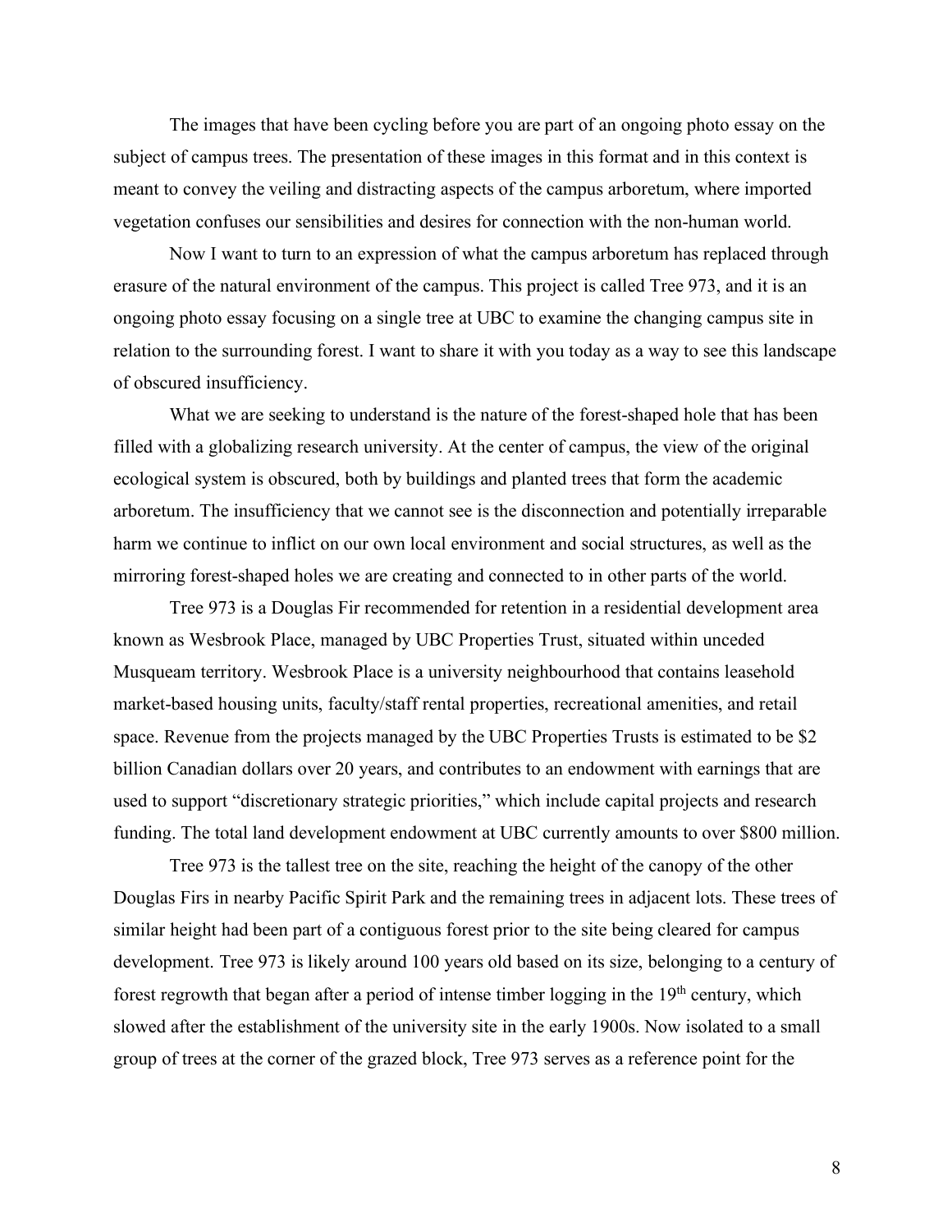The images that have been cycling before you are part of an ongoing photo essay on the subject of campus trees. The presentation of these images in this format and in this context is meant to convey the veiling and distracting aspects of the campus arboretum, where imported vegetation confuses our sensibilities and desires for connection with the non-human world.

Now I want to turn to an expression of what the campus arboretum has replaced through erasure of the natural environment of the campus. This project is called Tree 973, and it is an ongoing photo essay focusing on a single tree at UBC to examine the changing campus site in relation to the surrounding forest. I want to share it with you today as a way to see this landscape of obscured insufficiency.

What we are seeking to understand is the nature of the forest-shaped hole that has been filled with a globalizing research university. At the center of campus, the view of the original ecological system is obscured, both by buildings and planted trees that form the academic arboretum. The insufficiency that we cannot see is the disconnection and potentially irreparable harm we continue to inflict on our own local environment and social structures, as well as the mirroring forest-shaped holes we are creating and connected to in other parts of the world.

Tree 973 is a Douglas Fir recommended for retention in a residential development area known as Wesbrook Place, managed by UBC Properties Trust, situated within unceded Musqueam territory. Wesbrook Place is a university neighbourhood that contains leasehold market-based housing units, faculty/staff rental properties, recreational amenities, and retail space. Revenue from the projects managed by the UBC Properties Trusts is estimated to be $2 billion Canadian dollars over 20 years, and contributes to an endowment with earnings that are used to support "discretionary strategic priorities," which include capital projects and research funding. The total land development endowment at UBC currently amounts to over $800 million.

Tree 973 is the tallest tree on the site, reaching the height of the canopy of the other Douglas Firs in nearby Pacific Spirit Park and the remaining trees in adjacent lots. These trees of similar height had been part of a contiguous forest prior to the site being cleared for campus development. Tree 973 is likely around 100 years old based on its size, belonging to a century of forest regrowth that began after a period of intense timber logging in the 19th century, which slowed after the establishment of the university site in the early 1900s. Now isolated to a small group of trees at the corner of the grazed block, Tree 973 serves as a reference point for the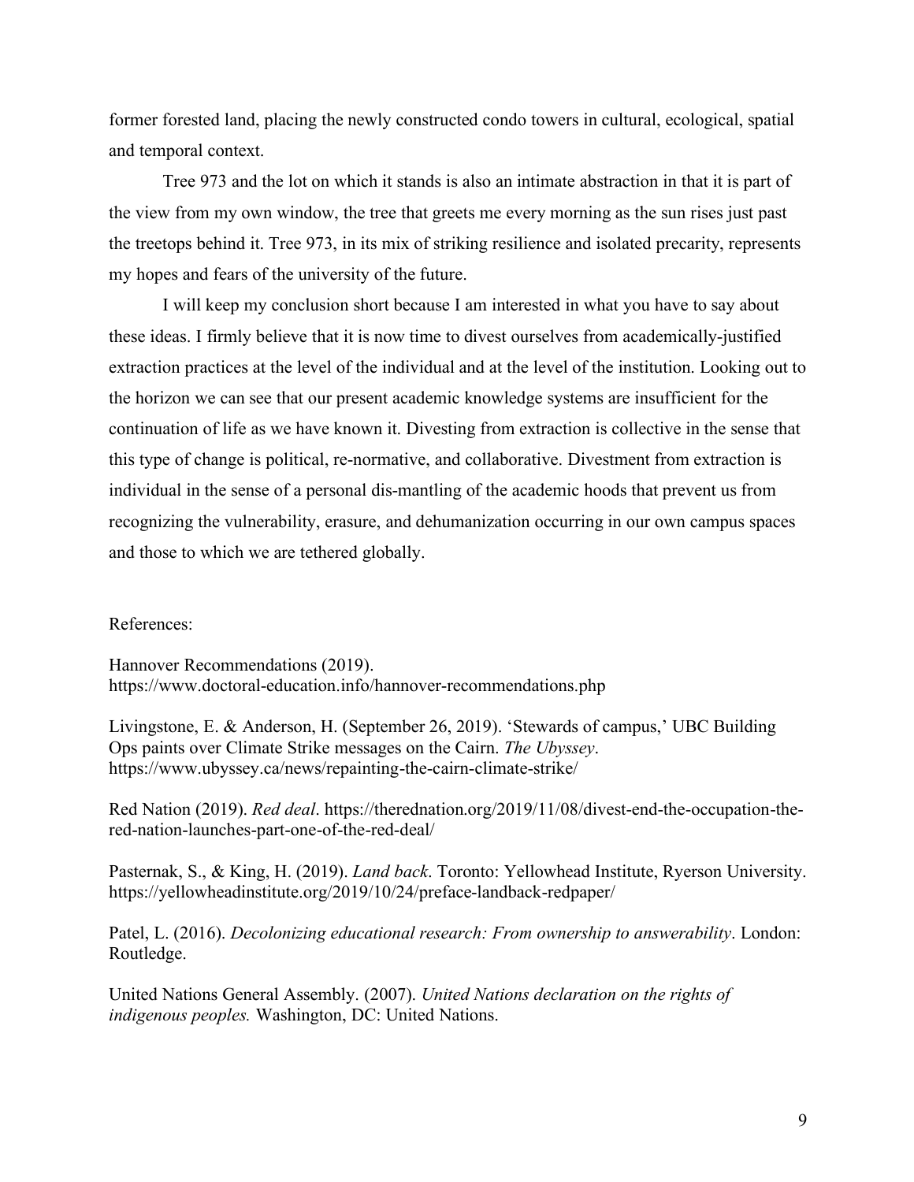former forested land, placing the newly constructed condo towers in cultural, ecological, spatial and temporal context.

Tree 973 and the lot on which it stands is also an intimate abstraction in that it is part of the view from my own window, the tree that greets me every morning as the sun rises just past the treetops behind it. Tree 973, in its mix of striking resilience and isolated precarity, represents my hopes and fears of the university of the future.

I will keep my conclusion short because I am interested in what you have to say about these ideas. I firmly believe that it is now time to divest ourselves from academically-justified extraction practices at the level of the individual and at the level of the institution. Looking out to the horizon we can see that our present academic knowledge systems are insufficient for the continuation of life as we have known it. Divesting from extraction is collective in the sense that this type of change is political, re-normative, and collaborative. Divestment from extraction is individual in the sense of a personal dis-mantling of the academic hoods that prevent us from recognizing the vulnerability, erasure, and dehumanization occurring in our own campus spaces and those to which we are tethered globally.

References:

Hannover Recommendations (2019). https://www.doctoral-education.info/hannover-recommendations.php

Livingstone, E. & Anderson, H. (September 26, 2019). 'Stewards of campus,' UBC Building Ops paints over Climate Strike messages on the Cairn. *The Ubyssey*. https://www.ubyssey.ca/news/repainting-the-cairn-climate-strike/

Red Nation (2019). *Red deal*. https://therednation.org/2019/11/08/divest-end-the-occupation-the-red-nation-launches-part-one-of-the-red-deal/

Pasternak, S., & King, H. (2019). *Land back*. Toronto: Yellowhead Institute, Ryerson University. https://yellowheadinstitute.org/2019/10/24/preface-landback-redpaper/

Patel, L. (2016). *Decolonizing educational research: From ownership to answerability*. London: Routledge.

United Nations General Assembly. (2007). *United Nations declaration on the rights of indigenous peoples.* Washington, DC: United Nations.